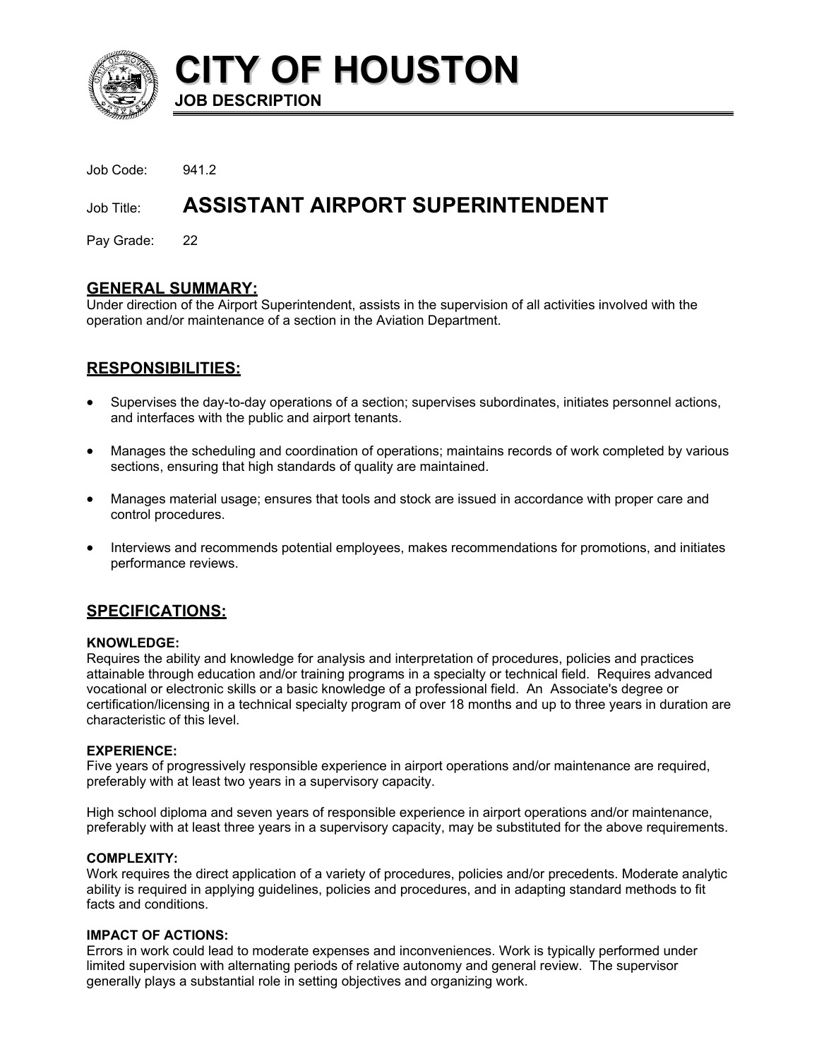# CITY OF HOUSTON

**JOB DESCRIPTION**

Job Code: 941.2

Job Title: **ASSISTANT AIRPORT SUPERINTENDENT**

Pay Grade: 22

## GENERAL SUMMARY:

Under direction of the Airport Superintendent, assists in the supervision of all activities involved with the operation and/or maintenance of a section in the Aviation Department.

## RESPONSIBILITIES:

- Supervises the day-to-day operations of a section; supervises subordinates, initiates personnel actions, and interfaces with the public and airport tenants.
- Manages the scheduling and coordination of operations; maintains records of work completed by various sections, ensuring that high standards of quality are maintained.
- Manages material usage; ensures that tools and stock are issued in accordance with proper care and control procedures.
- Interviews and recommends potential employees, makes recommendations for promotions, and initiates performance reviews.

## SPECIFICATIONS:

**KNOWLEDGE:**

Requires the ability and knowledge for analysis and interpretation of procedures, policies and practices attainable through education and/or training programs in a specialty or technical field. Requires advanced vocational or electronic skills or a basic knowledge of a professional field. An Associate's degree or certification/licensing in a technical specialty program of over 18 months and up to three years in duration are characteristic of this level.

**EXPERIENCE:**

Five years of progressively responsible experience in airport operations and/or maintenance are required, preferably with at least two years in a supervisory capacity.

High school diploma and seven years of responsible experience in airport operations and/or maintenance, preferably with at least three years in a supervisory capacity, may be substituted for the above requirements.

**COMPLEXITY:**

Work requires the direct application of a variety of procedures, policies and/or precedents. Moderate analytic ability is required in applying guidelines, policies and procedures, and in adapting standard methods to fit facts and conditions.

**IMPACT OF ACTIONS:**

Errors in work could lead to moderate expenses and inconveniences. Work is typically performed under limited supervision with alternating periods of relative autonomy and general review. The supervisor generally plays a substantial role in setting objectives and organizing work.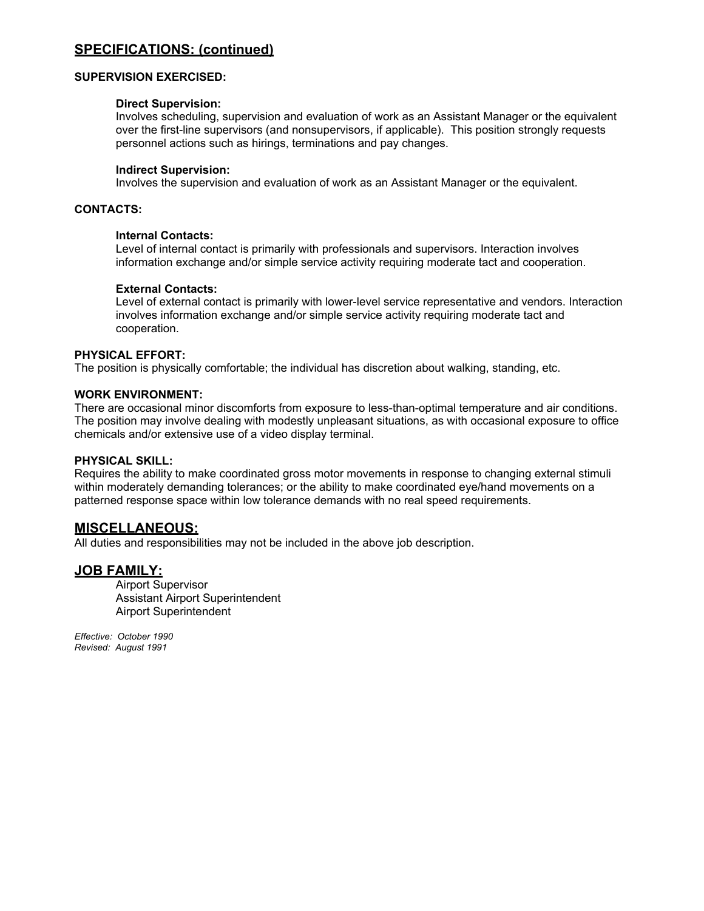## SPECIFICATIONS: (continued)

**SUPERVISION EXERCISED:**

**Direct Supervision:**
Involves scheduling, supervision and evaluation of work as an Assistant Manager or the equivalent over the first-line supervisors (and nonsupervisors, if applicable). This position strongly requests personnel actions such as hirings, terminations and pay changes.

**Indirect Supervision:**
Involves the supervision and evaluation of work as an Assistant Manager or the equivalent.

**CONTACTS:**

**Internal Contacts:**
Level of internal contact is primarily with professionals and supervisors. Interaction involves information exchange and/or simple service activity requiring moderate tact and cooperation.

**External Contacts:**
Level of external contact is primarily with lower-level service representative and vendors. Interaction involves information exchange and/or simple service activity requiring moderate tact and cooperation.

**PHYSICAL EFFORT:**
The position is physically comfortable; the individual has discretion about walking, standing, etc.

**WORK ENVIRONMENT:**
There are occasional minor discomforts from exposure to less-than-optimal temperature and air conditions. The position may involve dealing with modestly unpleasant situations, as with occasional exposure to office chemicals and/or extensive use of a video display terminal.

**PHYSICAL SKILL:**
Requires the ability to make coordinated gross motor movements in response to changing external stimuli within moderately demanding tolerances; or the ability to make coordinated eye/hand movements on a patterned response space within low tolerance demands with no real speed requirements.

## MISCELLANEOUS:
All duties and responsibilities may not be included in the above job description.

## JOB FAMILY:
Airport Supervisor
Assistant Airport Superintendent
Airport Superintendent

*Effective: October 1990*
*Revised: August 1991*